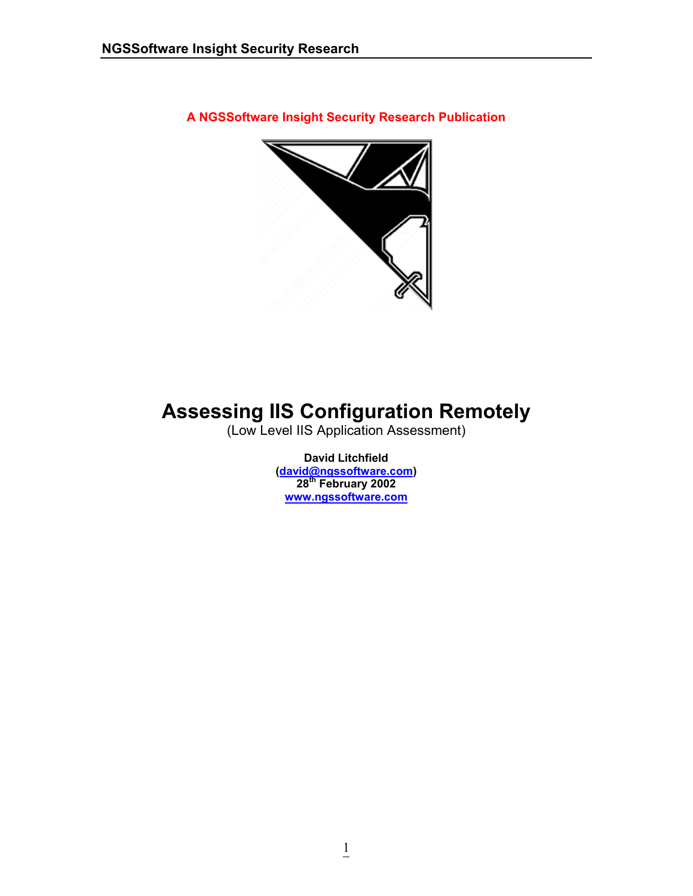**A NGSSoftware Insight Security Research Publication**

# Assessing IIS Configuration Remotely

(Low Level IIS Application Assessment)

**David Litchfield**
**(david@ngssoftware.com)**
**28th February 2002**
**www.ngssoftware.com**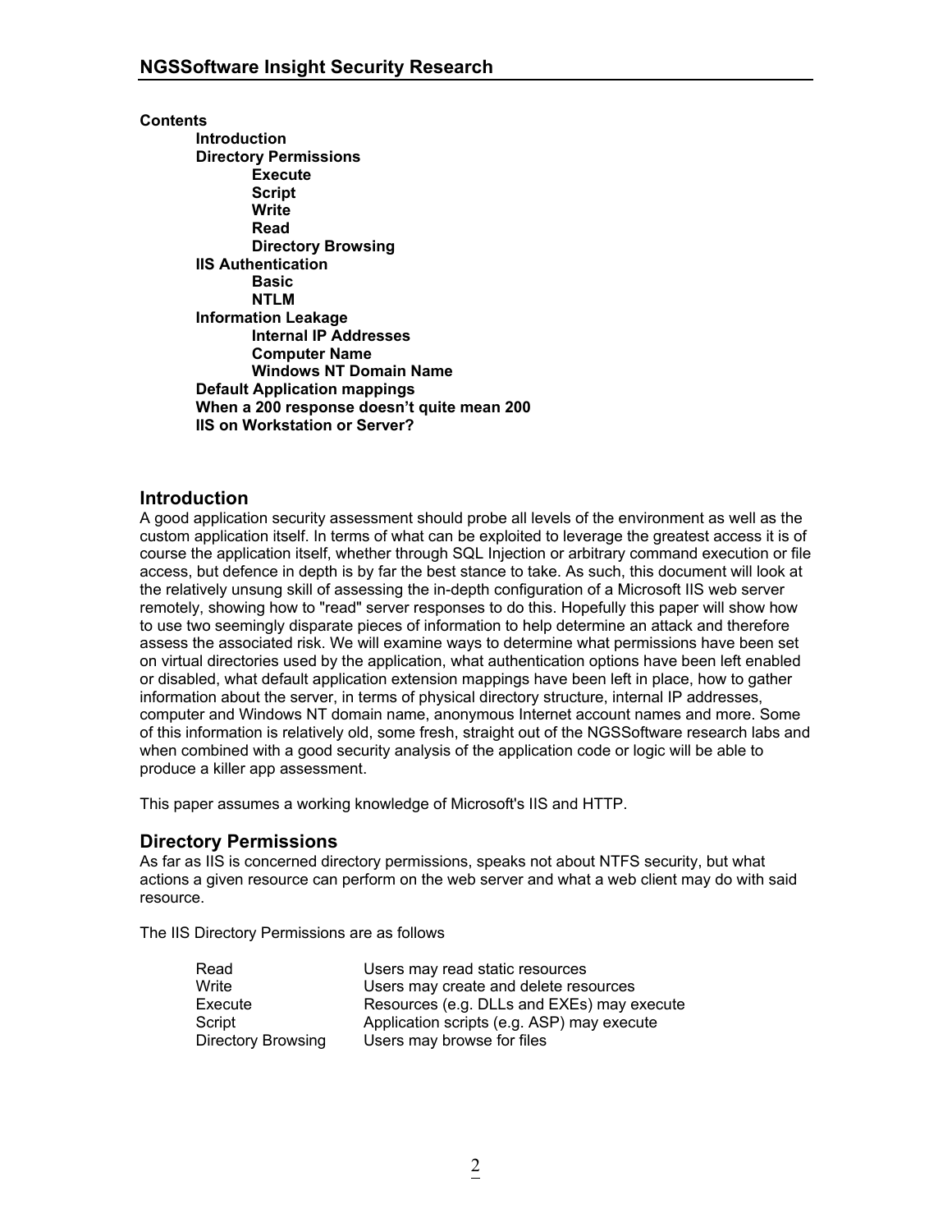**Contents**

- **Introduction**
- **Directory Permissions**
  - **Execute**
  - **Script**
  - **Write**
  - **Read**
  - **Directory Browsing**
- **IIS Authentication**
  - **Basic**
  - **NTLM**
- **Information Leakage**
  - **Internal IP Addresses**
  - **Computer Name**
  - **Windows NT Domain Name**
- **Default Application mappings**
- **When a 200 response doesn't quite mean 200**
- **IIS on Workstation or Server?**

## Introduction

A good application security assessment should probe all levels of the environment as well as the custom application itself. In terms of what can be exploited to leverage the greatest access it is of course the application itself, whether through SQL Injection or arbitrary command execution or file access, but defence in depth is by far the best stance to take. As such, this document will look at the relatively unsung skill of assessing the in-depth configuration of a Microsoft IIS web server remotely, showing how to "read" server responses to do this. Hopefully this paper will show how to use two seemingly disparate pieces of information to help determine an attack and therefore assess the associated risk. We will examine ways to determine what permissions have been set on virtual directories used by the application, what authentication options have been left enabled or disabled, what default application extension mappings have been left in place, how to gather information about the server, in terms of physical directory structure, internal IP addresses, computer and Windows NT domain name, anonymous Internet account names and more. Some of this information is relatively old, some fresh, straight out of the NGSSoftware research labs and when combined with a good security analysis of the application code or logic will be able to produce a killer app assessment.

This paper assumes a working knowledge of Microsoft's IIS and HTTP.

## Directory Permissions

As far as IIS is concerned directory permissions, speaks not about NTFS security, but what actions a given resource can perform on the web server and what a web client may do with said resource.

The IIS Directory Permissions are as follows

| | |
|---|---|
| Read | Users may read static resources |
| Write | Users may create and delete resources |
| Execute | Resources (e.g. DLLs and EXEs) may execute |
| Script | Application scripts (e.g. ASP) may execute |
| Directory Browsing | Users may browse for files |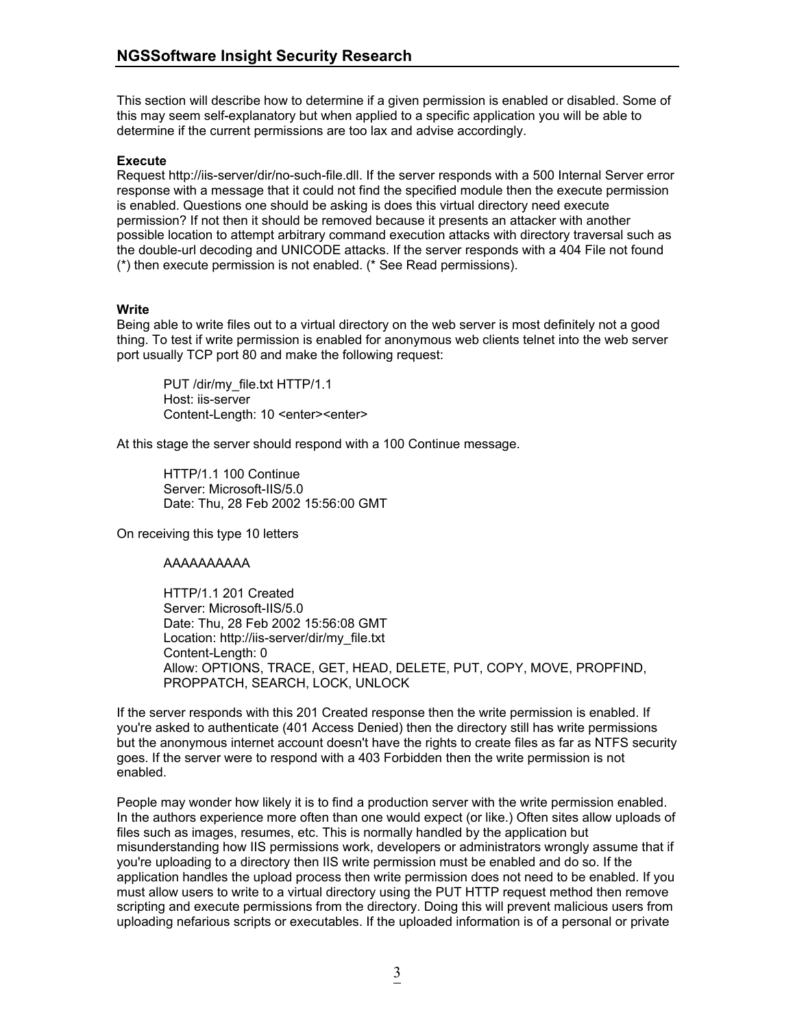This section will describe how to determine if a given permission is enabled or disabled. Some of this may seem self-explanatory but when applied to a specific application you will be able to determine if the current permissions are too lax and advise accordingly.

**Execute**

Request http://iis-server/dir/no-such-file.dll. If the server responds with a 500 Internal Server error response with a message that it could not find the specified module then the execute permission is enabled. Questions one should be asking is does this virtual directory need execute permission? If not then it should be removed because it presents an attacker with another possible location to attempt arbitrary command execution attacks with directory traversal such as the double-url decoding and UNICODE attacks. If the server responds with a 404 File not found (*) then execute permission is not enabled. (* See Read permissions).

**Write**

Being able to write files out to a virtual directory on the web server is most definitely not a good thing. To test if write permission is enabled for anonymous web clients telnet into the web server port usually TCP port 80 and make the following request:

```
PUT /dir/my_file.txt HTTP/1.1
Host: iis-server
Content-Length: 10 <enter><enter>
```

At this stage the server should respond with a 100 Continue message.

```
HTTP/1.1 100 Continue
Server: Microsoft-IIS/5.0
Date: Thu, 28 Feb 2002 15:56:00 GMT
```

On receiving this type 10 letters

```
AAAAAAAAAA

HTTP/1.1 201 Created
Server: Microsoft-IIS/5.0
Date: Thu, 28 Feb 2002 15:56:08 GMT
Location: http://iis-server/dir/my_file.txt
Content-Length: 0
Allow: OPTIONS, TRACE, GET, HEAD, DELETE, PUT, COPY, MOVE, PROPFIND,
PROPPATCH, SEARCH, LOCK, UNLOCK
```

If the server responds with this 201 Created response then the write permission is enabled. If you're asked to authenticate (401 Access Denied) then the directory still has write permissions but the anonymous internet account doesn't have the rights to create files as far as NTFS security goes. If the server were to respond with a 403 Forbidden then the write permission is not enabled.

People may wonder how likely it is to find a production server with the write permission enabled. In the authors experience more often than one would expect (or like.) Often sites allow uploads of files such as images, resumes, etc. This is normally handled by the application but misunderstanding how IIS permissions work, developers or administrators wrongly assume that if you're uploading to a directory then IIS write permission must be enabled and do so. If the application handles the upload process then write permission does not need to be enabled. If you must allow users to write to a virtual directory using the PUT HTTP request method then remove scripting and execute permissions from the directory. Doing this will prevent malicious users from uploading nefarious scripts or executables. If the uploaded information is of a personal or private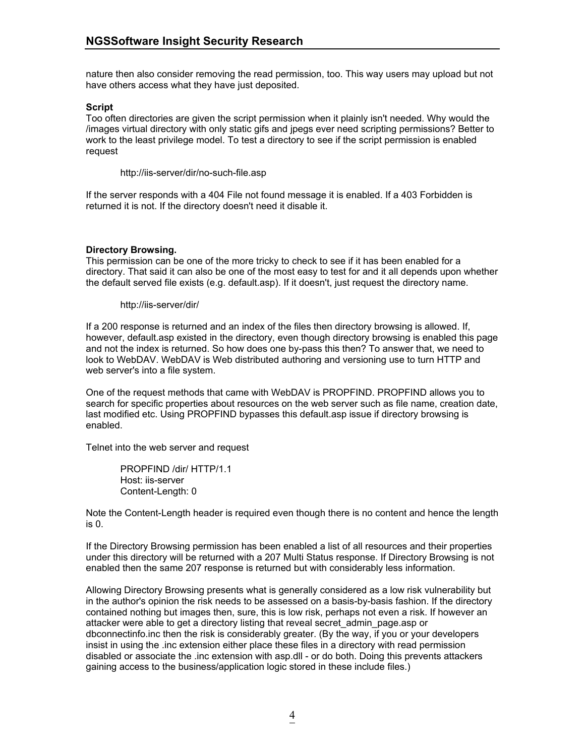nature then also consider removing the read permission, too. This way users may upload but not have others access what they have just deposited.

**Script**

Too often directories are given the script permission when it plainly isn't needed. Why would the /images virtual directory with only static gifs and jpegs ever need scripting permissions? Better to work to the least privilege model. To test a directory to see if the script permission is enabled request

```
http://iis-server/dir/no-such-file.asp
```

If the server responds with a 404 File not found message it is enabled. If a 403 Forbidden is returned it is not. If the directory doesn't need it disable it.

**Directory Browsing.**

This permission can be one of the more tricky to check to see if it has been enabled for a directory. That said it can also be one of the most easy to test for and it all depends upon whether the default served file exists (e.g. default.asp). If it doesn't, just request the directory name.

```
http://iis-server/dir/
```

If a 200 response is returned and an index of the files then directory browsing is allowed. If, however, default.asp existed in the directory, even though directory browsing is enabled this page and not the index is returned. So how does one by-pass this then? To answer that, we need to look to WebDAV. WebDAV is Web distributed authoring and versioning use to turn HTTP and web server's into a file system.

One of the request methods that came with WebDAV is PROPFIND. PROPFIND allows you to search for specific properties about resources on the web server such as file name, creation date, last modified etc. Using PROPFIND bypasses this default.asp issue if directory browsing is enabled.

Telnet into the web server and request

```
PROPFIND /dir/ HTTP/1.1
Host: iis-server
Content-Length: 0
```

Note the Content-Length header is required even though there is no content and hence the length is 0.

If the Directory Browsing permission has been enabled a list of all resources and their properties under this directory will be returned with a 207 Multi Status response. If Directory Browsing is not enabled then the same 207 response is returned but with considerably less information.

Allowing Directory Browsing presents what is generally considered as a low risk vulnerability but in the author's opinion the risk needs to be assessed on a basis-by-basis fashion. If the directory contained nothing but images then, sure, this is low risk, perhaps not even a risk. If however an attacker were able to get a directory listing that reveal secret_admin_page.asp or dbconnectinfo.inc then the risk is considerably greater. (By the way, if you or your developers insist in using the .inc extension either place these files in a directory with read permission disabled or associate the .inc extension with asp.dll - or do both. Doing this prevents attackers gaining access to the business/application logic stored in these include files.)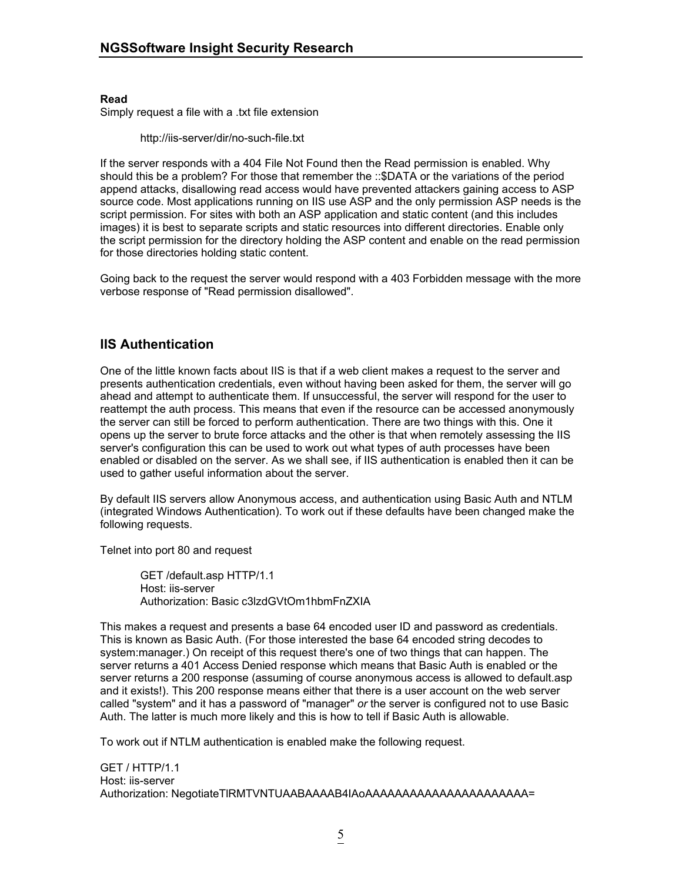**Read**

Simply request a file with a .txt file extension

```
http://iis-server/dir/no-such-file.txt
```

If the server responds with a 404 File Not Found then the Read permission is enabled. Why should this be a problem? For those that remember the ::$DATA or the variations of the period append attacks, disallowing read access would have prevented attackers gaining access to ASP source code. Most applications running on IIS use ASP and the only permission ASP needs is the script permission. For sites with both an ASP application and static content (and this includes images) it is best to separate scripts and static resources into different directories. Enable only the script permission for the directory holding the ASP content and enable on the read permission for those directories holding static content.

Going back to the request the server would respond with a 403 Forbidden message with the more verbose response of "Read permission disallowed".

## IIS Authentication

One of the little known facts about IIS is that if a web client makes a request to the server and presents authentication credentials, even without having been asked for them, the server will go ahead and attempt to authenticate them. If unsuccessful, the server will respond for the user to reattempt the auth process. This means that even if the resource can be accessed anonymously the server can still be forced to perform authentication. There are two things with this. One it opens up the server to brute force attacks and the other is that when remotely assessing the IIS server's configuration this can be used to work out what types of auth processes have been enabled or disabled on the server. As we shall see, if IIS authentication is enabled then it can be used to gather useful information about the server.

By default IIS servers allow Anonymous access, and authentication using Basic Auth and NTLM (integrated Windows Authentication). To work out if these defaults have been changed make the following requests.

Telnet into port 80 and request

```
GET /default.asp HTTP/1.1
Host: iis-server
Authorization: Basic c3lzdGVtOm1hbmFnZXIA
```

This makes a request and presents a base 64 encoded user ID and password as credentials. This is known as Basic Auth. (For those interested the base 64 encoded string decodes to system:manager.) On receipt of this request there's one of two things that can happen. The server returns a 401 Access Denied response which means that Basic Auth is enabled or the server returns a 200 response (assuming of course anonymous access is allowed to default.asp and it exists!). This 200 response means either that there is a user account on the web server called "system" and it has a password of "manager" *or* the server is configured not to use Basic Auth. The latter is much more likely and this is how to tell if Basic Auth is allowable.

To work out if NTLM authentication is enabled make the following request.

```
GET / HTTP/1.1
Host: iis-server
Authorization: NegotiateTlRMTVNTUAABAAAAB4IAoAAAAAAAAAAAAAAAAAAAAAAA=
```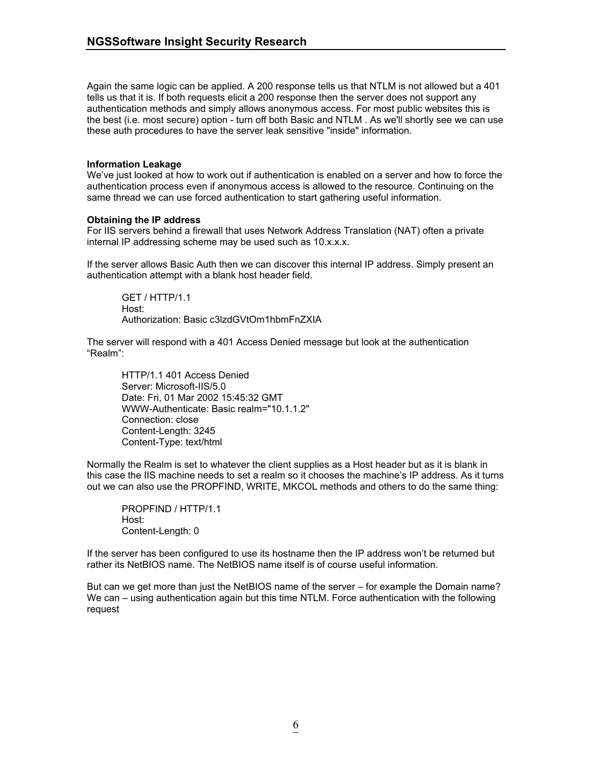Again the same logic can be applied. A 200 response tells us that NTLM is not allowed but a 401 tells us that it is. If both requests elicit a 200 response then the server does not support any authentication methods and simply allows anonymous access. For most public websites this is the best (i.e. most secure) option - turn off both Basic and NTLM . As we'll shortly see we can use these auth procedures to have the server leak sensitive "inside" information.

**Information Leakage**

We've just looked at how to work out if authentication is enabled on a server and how to force the authentication process even if anonymous access is allowed to the resource. Continuing on the same thread we can use forced authentication to start gathering useful information.

**Obtaining the IP address**

For IIS servers behind a firewall that uses Network Address Translation (NAT) often a private internal IP addressing scheme may be used such as 10.x.x.x.

If the server allows Basic Auth then we can discover this internal IP address. Simply present an authentication attempt with a blank host header field.

```
GET / HTTP/1.1
Host:
Authorization: Basic c3lzdGVtOm1hbmFnZXIA
```

The server will respond with a 401 Access Denied message but look at the authentication "Realm":

```
HTTP/1.1 401 Access Denied
Server: Microsoft-IIS/5.0
Date: Fri, 01 Mar 2002 15:45:32 GMT
WWW-Authenticate: Basic realm="10.1.1.2"
Connection: close
Content-Length: 3245
Content-Type: text/html
```

Normally the Realm is set to whatever the client supplies as a Host header but as it is blank in this case the IIS machine needs to set a realm so it chooses the machine's IP address. As it turns out we can also use the PROPFIND, WRITE, MKCOL methods and others to do the same thing:

```
PROPFIND / HTTP/1.1
Host:
Content-Length: 0
```

If the server has been configured to use its hostname then the IP address won't be returned but rather its NetBIOS name. The NetBIOS name itself is of course useful information.

But can we get more than just the NetBIOS name of the server – for example the Domain name? We can – using authentication again but this time NTLM. Force authentication with the following request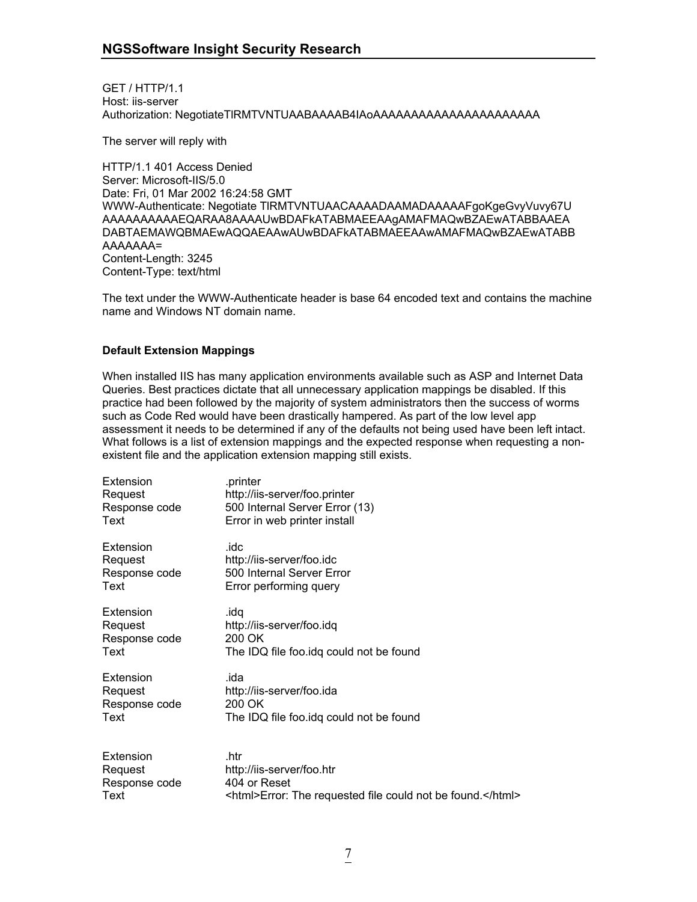```
GET / HTTP/1.1
Host: iis-server
Authorization: NegotiateTlRMTVNTUAABAAAAB4IAoAAAAAAAAAAAAAAAAAAAAA
```

The server will reply with

```
HTTP/1.1 401 Access Denied
Server: Microsoft-IIS/5.0
Date: Fri, 01 Mar 2002 16:24:58 GMT
WWW-Authenticate: Negotiate TlRMTVNTUAACAAAADAAMADAAAAAFgoKgeGvyVuvy67U
AAAAAAAAAAEQARAA8AAAAUwBDAFkATABMAEEAAgAMAFMAQwBZAEwATABBAAEA
DABTAEMAWQBMAEwAQQAEAAwAUwBDAFkATABMAEEAAwAMAFMAQwBZAEwATABB
AAAAAAA=
Content-Length: 3245
Content-Type: text/html
```

The text under the WWW-Authenticate header is base 64 encoded text and contains the machine name and Windows NT domain name.

**Default Extension Mappings**

When installed IIS has many application environments available such as ASP and Internet Data Queries. Best practices dictate that all unnecessary application mappings be disabled. If this practice had been followed by the majority of system administrators then the success of worms such as Code Red would have been drastically hampered. As part of the low level app assessment it needs to be determined if any of the defaults not being used have been left intact. What follows is a list of extension mappings and the expected response when requesting a non-existent file and the application extension mapping still exists.

| | |
|---|---|
| Extension | .printer |
| Request | http://iis-server/foo.printer |
| Response code | 500 Internal Server Error (13) |
| Text | Error in web printer install |

| | |
|---|---|
| Extension | .idc |
| Request | http://iis-server/foo.idc |
| Response code | 500 Internal Server Error |
| Text | Error performing query |

| | |
|---|---|
| Extension | .idq |
| Request | http://iis-server/foo.idq |
| Response code | 200 OK |
| Text | The IDQ file foo.idq could not be found |

| | |
|---|---|
| Extension | .ida |
| Request | http://iis-server/foo.ida |
| Response code | 200 OK |
| Text | The IDQ file foo.idq could not be found |

| | |
|---|---|
| Extension | .htr |
| Request | http://iis-server/foo.htr |
| Response code | 404 or Reset |
| Text | <html>Error: The requested file could not be found.</html> |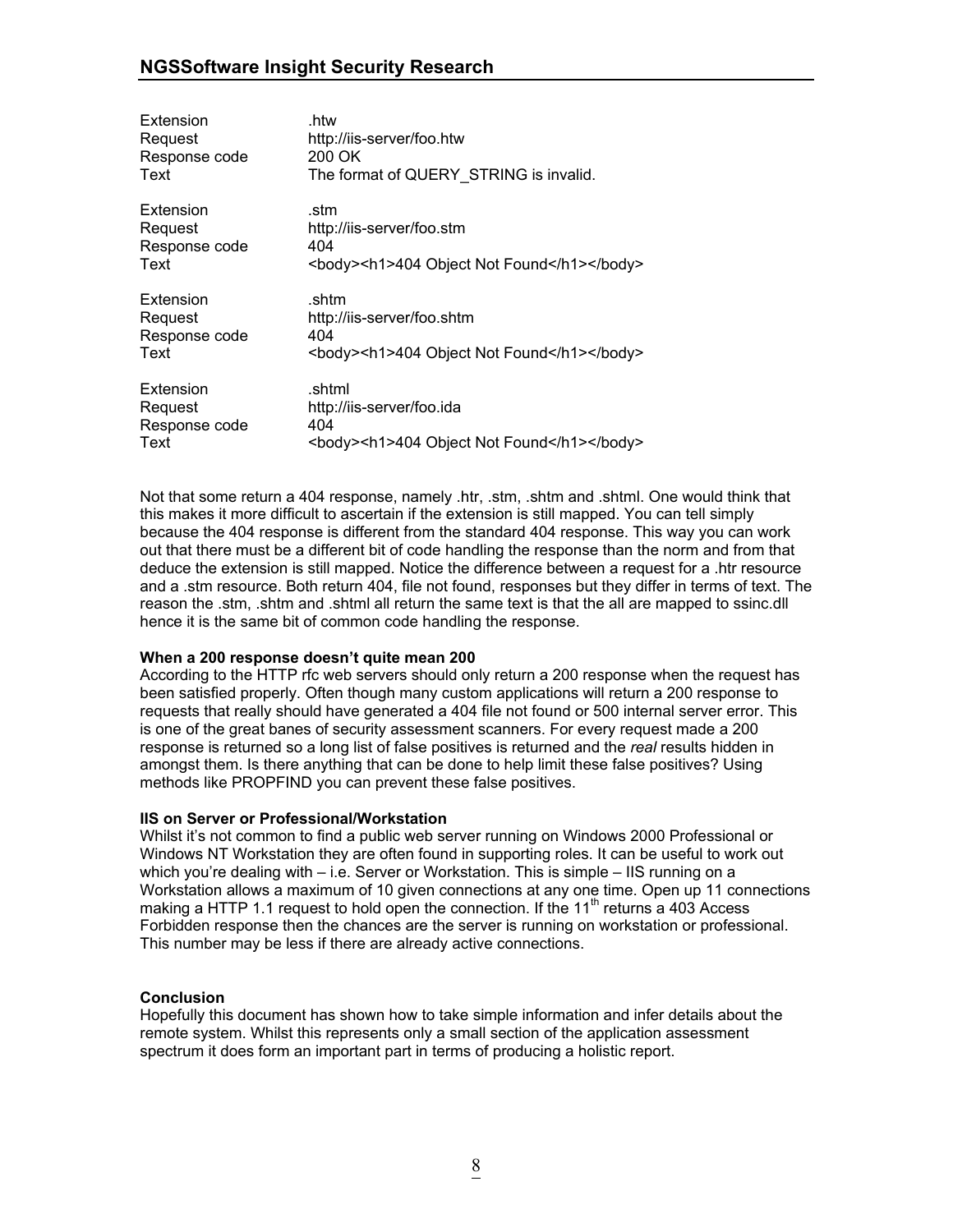| | |
|---|---|
| Extension | .htw |
| Request | http://iis-server/foo.htw |
| Response code | 200 OK |
| Text | The format of QUERY_STRING is invalid. |

| | |
|---|---|
| Extension | .stm |
| Request | http://iis-server/foo.stm |
| Response code | 404 |
| Text | `<body><h1>404 Object Not Found</h1></body>` |

| | |
|---|---|
| Extension | .shtm |
| Request | http://iis-server/foo.shtm |
| Response code | 404 |
| Text | `<body><h1>404 Object Not Found</h1></body>` |

| | |
|---|---|
| Extension | .shtml |
| Request | http://iis-server/foo.ida |
| Response code | 404 |
| Text | `<body><h1>404 Object Not Found</h1></body>` |

Not that some return a 404 response, namely .htr, .stm, .shtm and .shtml. One would think that this makes it more difficult to ascertain if the extension is still mapped. You can tell simply because the 404 response is different from the standard 404 response. This way you can work out that there must be a different bit of code handling the response than the norm and from that deduce the extension is still mapped. Notice the difference between a request for a .htr resource and a .stm resource. Both return 404, file not found, responses but they differ in terms of text. The reason the .stm, .shtm and .shtml all return the same text is that the all are mapped to ssinc.dll hence it is the same bit of common code handling the response.

**When a 200 response doesn't quite mean 200**

According to the HTTP rfc web servers should only return a 200 response when the request has been satisfied properly. Often though many custom applications will return a 200 response to requests that really should have generated a 404 file not found or 500 internal server error. This is one of the great banes of security assessment scanners. For every request made a 200 response is returned so a long list of false positives is returned and the *real* results hidden in amongst them. Is there anything that can be done to help limit these false positives? Using methods like PROPFIND you can prevent these false positives.

**IIS on Server or Professional/Workstation**

Whilst it's not common to find a public web server running on Windows 2000 Professional or Windows NT Workstation they are often found in supporting roles. It can be useful to work out which you're dealing with – i.e. Server or Workstation. This is simple – IIS running on a Workstation allows a maximum of 10 given connections at any one time. Open up 11 connections making a HTTP 1.1 request to hold open the connection. If the 11th returns a 403 Access Forbidden response then the chances are the server is running on workstation or professional. This number may be less if there are already active connections.

**Conclusion**

Hopefully this document has shown how to take simple information and infer details about the remote system. Whilst this represents only a small section of the application assessment spectrum it does form an important part in terms of producing a holistic report.